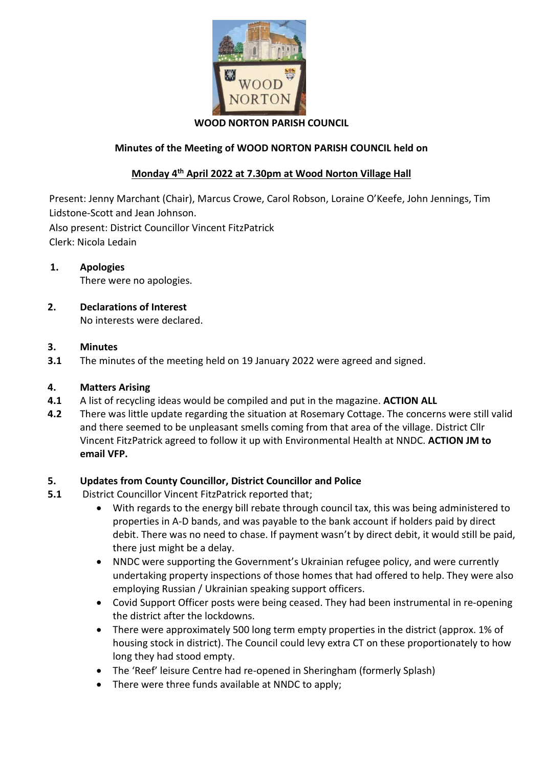# WOOD NORTON PARISH COUNCIL

## Minutes of the Meeting of WOOD NORTON PARISH COUNCIL held on

## Monday 4th April 2022 at 7.30pm at Wood Norton Village Hall

Present: Jenny Marchant (Chair), Marcus Crowe, Carol Robson, Loraine O'Keefe, John Jennings, Tim Lidstone-Scott and Jean Johnson.
Also present: District Councillor Vincent FitzPatrick
Clerk: Nicola Ledain

**1. Apologies**
There were no apologies.

**2. Declarations of Interest**
No interests were declared.

**3. Minutes**

**3.1** The minutes of the meeting held on 19 January 2022 were agreed and signed.

**4. Matters Arising**

**4.1** A list of recycling ideas would be compiled and put in the magazine. **ACTION ALL**

**4.2** There was little update regarding the situation at Rosemary Cottage. The concerns were still valid and there seemed to be unpleasant smells coming from that area of the village. District Cllr Vincent FitzPatrick agreed to follow it up with Environmental Health at NNDC. **ACTION JM to email VFP.**

**5. Updates from County Councillor, District Councillor and Police**

**5.1** District Councillor Vincent FitzPatrick reported that;

- With regards to the energy bill rebate through council tax, this was being administered to properties in A-D bands, and was payable to the bank account if holders paid by direct debit. There was no need to chase. If payment wasn't by direct debit, it would still be paid, there just might be a delay.
- NNDC were supporting the Government's Ukrainian refugee policy, and were currently undertaking property inspections of those homes that had offered to help. They were also employing Russian / Ukrainian speaking support officers.
- Covid Support Officer posts were being ceased. They had been instrumental in re-opening the district after the lockdowns.
- There were approximately 500 long term empty properties in the district (approx. 1% of housing stock in district). The Council could levy extra CT on these proportionately to how long they had stood empty.
- The 'Reef' leisure Centre had re-opened in Sheringham (formerly Splash)
- There were three funds available at NNDC to apply;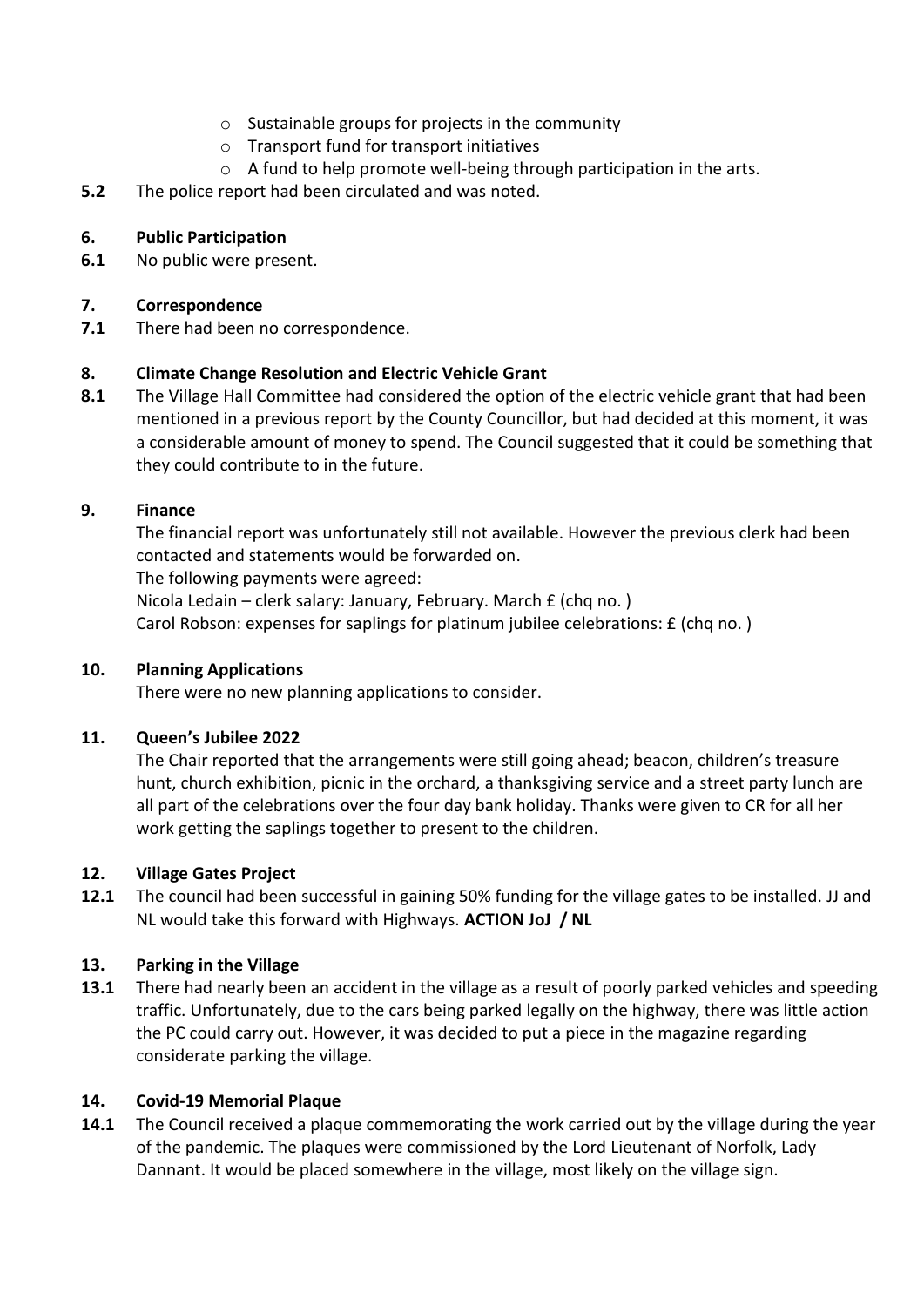- Sustainable groups for projects in the community
  - Transport fund for transport initiatives
  - A fund to help promote well-being through participation in the arts.

**5.2** The police report had been circulated and was noted.

## 6. Public Participation

**6.1** No public were present.

## 7. Correspondence

**7.1** There had been no correspondence.

## 8. Climate Change Resolution and Electric Vehicle Grant

**8.1** The Village Hall Committee had considered the option of the electric vehicle grant that had been mentioned in a previous report by the County Councillor, but had decided at this moment, it was a considerable amount of money to spend. The Council suggested that it could be something that they could contribute to in the future.

## 9. Finance

The financial report was unfortunately still not available. However the previous clerk had been contacted and statements would be forwarded on.

The following payments were agreed:

Nicola Ledain – clerk salary: January, February. March £ (chq no. )

Carol Robson: expenses for saplings for platinum jubilee celebrations: £ (chq no. )

## 10. Planning Applications

There were no new planning applications to consider.

## 11. Queen's Jubilee 2022

The Chair reported that the arrangements were still going ahead; beacon, children's treasure hunt, church exhibition, picnic in the orchard, a thanksgiving service and a street party lunch are all part of the celebrations over the four day bank holiday. Thanks were given to CR for all her work getting the saplings together to present to the children.

## 12. Village Gates Project

**12.1** The council had been successful in gaining 50% funding for the village gates to be installed. JJ and NL would take this forward with Highways. **ACTION JoJ / NL**

## 13. Parking in the Village

**13.1** There had nearly been an accident in the village as a result of poorly parked vehicles and speeding traffic. Unfortunately, due to the cars being parked legally on the highway, there was little action the PC could carry out. However, it was decided to put a piece in the magazine regarding considerate parking the village.

## 14. Covid-19 Memorial Plaque

**14.1** The Council received a plaque commemorating the work carried out by the village during the year of the pandemic. The plaques were commissioned by the Lord Lieutenant of Norfolk, Lady Dannant. It would be placed somewhere in the village, most likely on the village sign.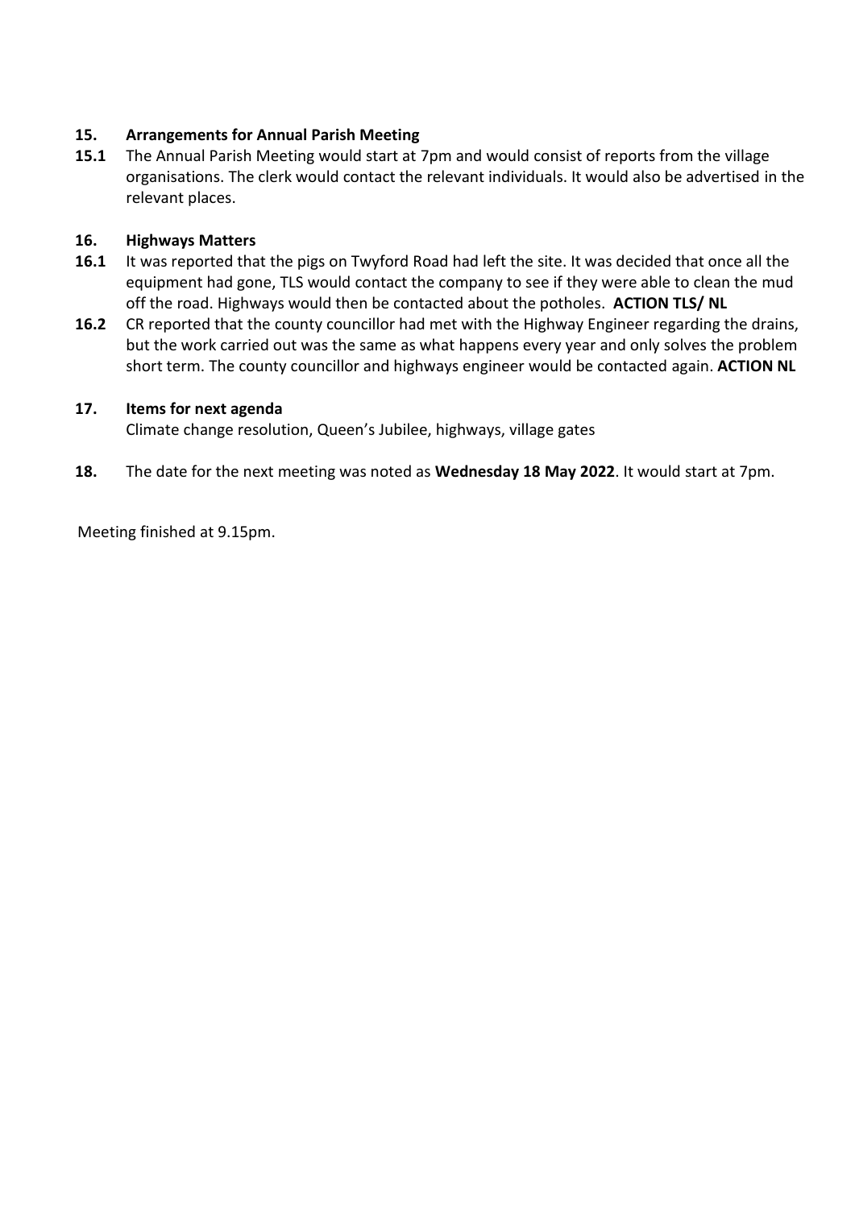**15. Arrangements for Annual Parish Meeting**

**15.1** The Annual Parish Meeting would start at 7pm and would consist of reports from the village organisations. The clerk would contact the relevant individuals. It would also be advertised in the relevant places.

**16. Highways Matters**

**16.1** It was reported that the pigs on Twyford Road had left the site. It was decided that once all the equipment had gone, TLS would contact the company to see if they were able to clean the mud off the road. Highways would then be contacted about the potholes. **ACTION TLS/ NL**

**16.2** CR reported that the county councillor had met with the Highway Engineer regarding the drains, but the work carried out was the same as what happens every year and only solves the problem short term. The county councillor and highways engineer would be contacted again. **ACTION NL**

**17. Items for next agenda**

Climate change resolution, Queen's Jubilee, highways, village gates

**18.** The date for the next meeting was noted as **Wednesday 18 May 2022**. It would start at 7pm.

Meeting finished at 9.15pm.